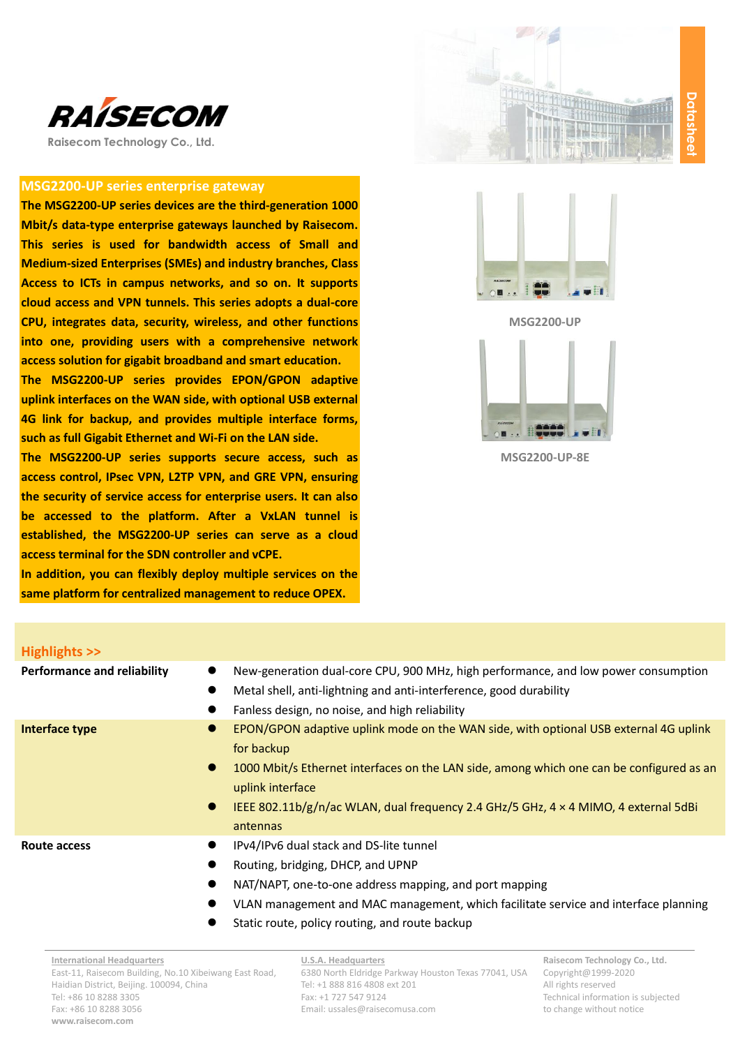RAISECOM

Raisecom Technology Co., Ltd.

Datasheet

## MSG2200-UP series enterprise gateway

**The MSG2200-UP series devices are the third-generation 1000 Mbit/s data-type enterprise gateways launched by Raisecom. This series is used for bandwidth access of Small and Medium-sized Enterprises (SMEs) and industry branches, Class Access to ICTs in campus networks, and so on. It supports cloud access and VPN tunnels. This series adopts a dual-core CPU, integrates data, security, wireless, and other functions into one, providing users with a comprehensive network access solution for gigabit broadband and smart education.**

**The MSG2200-UP series provides EPON/GPON adaptive uplink interfaces on the WAN side, with optional USB external 4G link for backup, and provides multiple interface forms, such as full Gigabit Ethernet and Wi-Fi on the LAN side.**

**The MSG2200-UP series supports secure access, such as access control, IPsec VPN, L2TP VPN, and GRE VPN, ensuring the security of service access for enterprise users. It can also be accessed to the platform. After a VxLAN tunnel is established, the MSG2200-UP series can serve as a cloud access terminal for the SDN controller and vCPE.**

**In addition, you can flexibly deploy multiple services on the same platform for centralized management to reduce OPEX.**

MSG2200-UP

MSG2200-UP-8E

## Highlights >>

| | |
|---|---|
| **Performance and reliability** | ● New-generation dual-core CPU, 900 MHz, high performance, and low power consumption<br>● Metal shell, anti-lightning and anti-interference, good durability<br>● Fanless design, no noise, and high reliability |
| **Interface type** | ● EPON/GPON adaptive uplink mode on the WAN side, with optional USB external 4G uplink for backup<br>● 1000 Mbit/s Ethernet interfaces on the LAN side, among which one can be configured as an uplink interface<br>● IEEE 802.11b/g/n/ac WLAN, dual frequency 2.4 GHz/5 GHz, 4 × 4 MIMO, 4 external 5dBi antennas |
| **Route access** | ● IPv4/IPv6 dual stack and DS-lite tunnel<br>● Routing, bridging, DHCP, and UPNP<br>● NAT/NAPT, one-to-one address mapping, and port mapping<br>● VLAN management and MAC management, which facilitate service and interface planning<br>● Static route, policy routing, and route backup |

**International Headquarters**
East-11, Raisecom Building, No.10 Xibeiwang East Road, Haidian District, Beijing. 100094, China
Tel: +86 10 8288 3305
Fax: +86 10 8288 3056
www.raisecom.com

**U.S.A. Headquarters**
6380 North Eldridge Parkway Houston Texas 77041, USA
Tel: +1 888 816 4808 ext 201
Fax: +1 727 547 9124
Email: ussales@raisecomusa.com

**Raisecom Technology Co., Ltd.**
Copyright@1999-2020
All rights reserved
Technical information is subjected to change without notice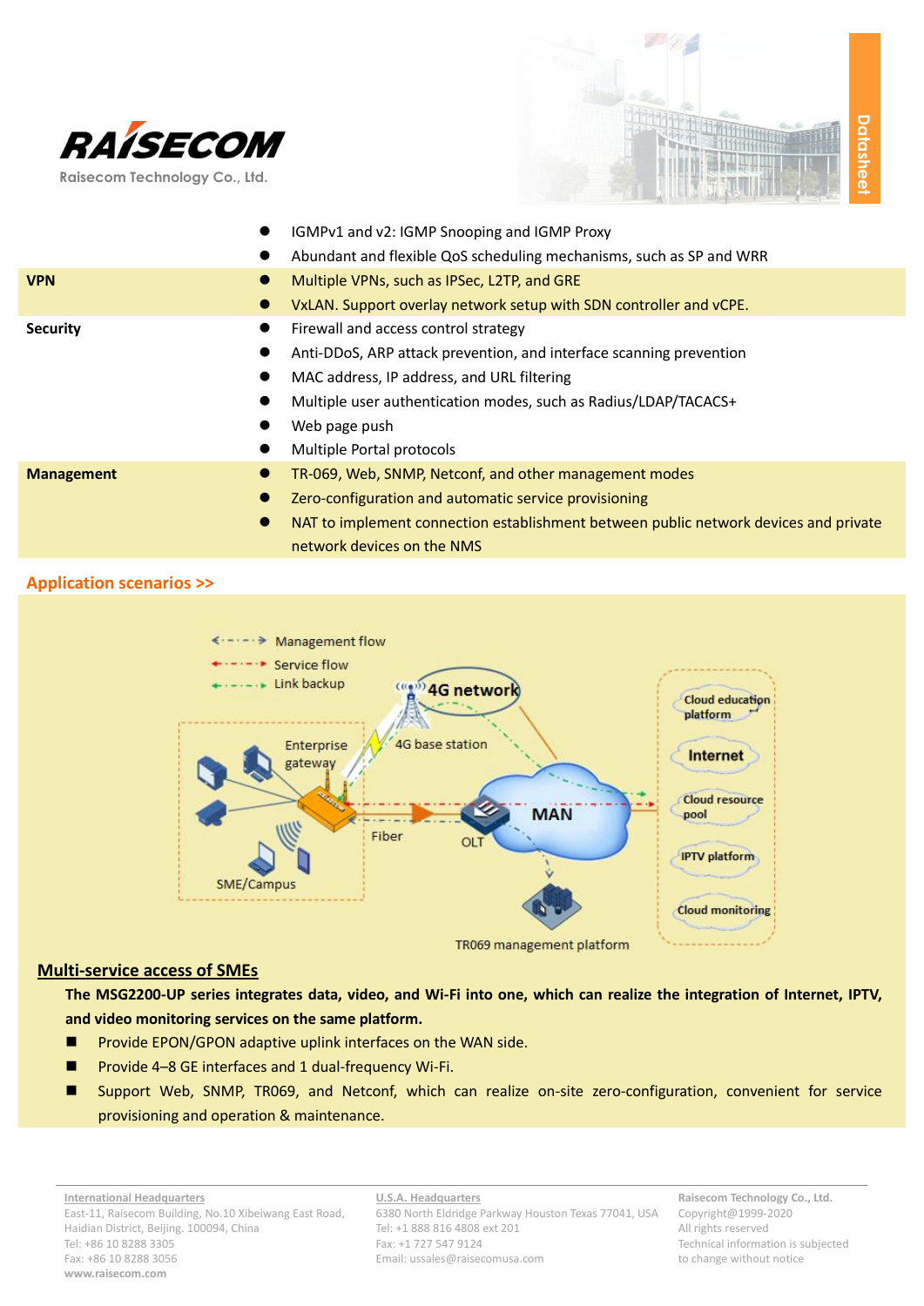| | |
|---|---|
| | ● IGMPv1 and v2: IGMP Snooping and IGMP Proxy<br>● Abundant and flexible QoS scheduling mechanisms, such as SP and WRR |
| **VPN** | ● Multiple VPNs, such as IPSec, L2TP, and GRE<br>● VxLAN. Support overlay network setup with SDN controller and vCPE. |
| **Security** | ● Firewall and access control strategy<br>● Anti-DDoS, ARP attack prevention, and interface scanning prevention<br>● MAC address, IP address, and URL filtering<br>● Multiple user authentication modes, such as Radius/LDAP/TACACS+<br>● Web page push<br>● Multiple Portal protocols |
| **Management** | ● TR-069, Web, SNMP, Netconf, and other management modes<br>● Zero-configuration and automatic service provisioning<br>● NAT to implement connection establishment between public network devices and private network devices on the NMS |

## Application scenarios >>

Management flow
Service flow
Link backup
4G network
4G base station
Enterprise gateway
SME/Campus
Fiber
OLT
MAN
TR069 management platform
Cloud education platform
Internet
Cloud resource pool
IPTV platform
Cloud monitoring

### Multi-service access of SMEs

**The MSG2200-UP series integrates data, video, and Wi-Fi into one, which can realize the integration of Internet, IPTV, and video monitoring services on the same platform.**

- Provide EPON/GPON adaptive uplink interfaces on the WAN side.
- Provide 4–8 GE interfaces and 1 dual-frequency Wi-Fi.
- Support Web, SNMP, TR069, and Netconf, which can realize on-site zero-configuration, convenient for service provisioning and operation & maintenance.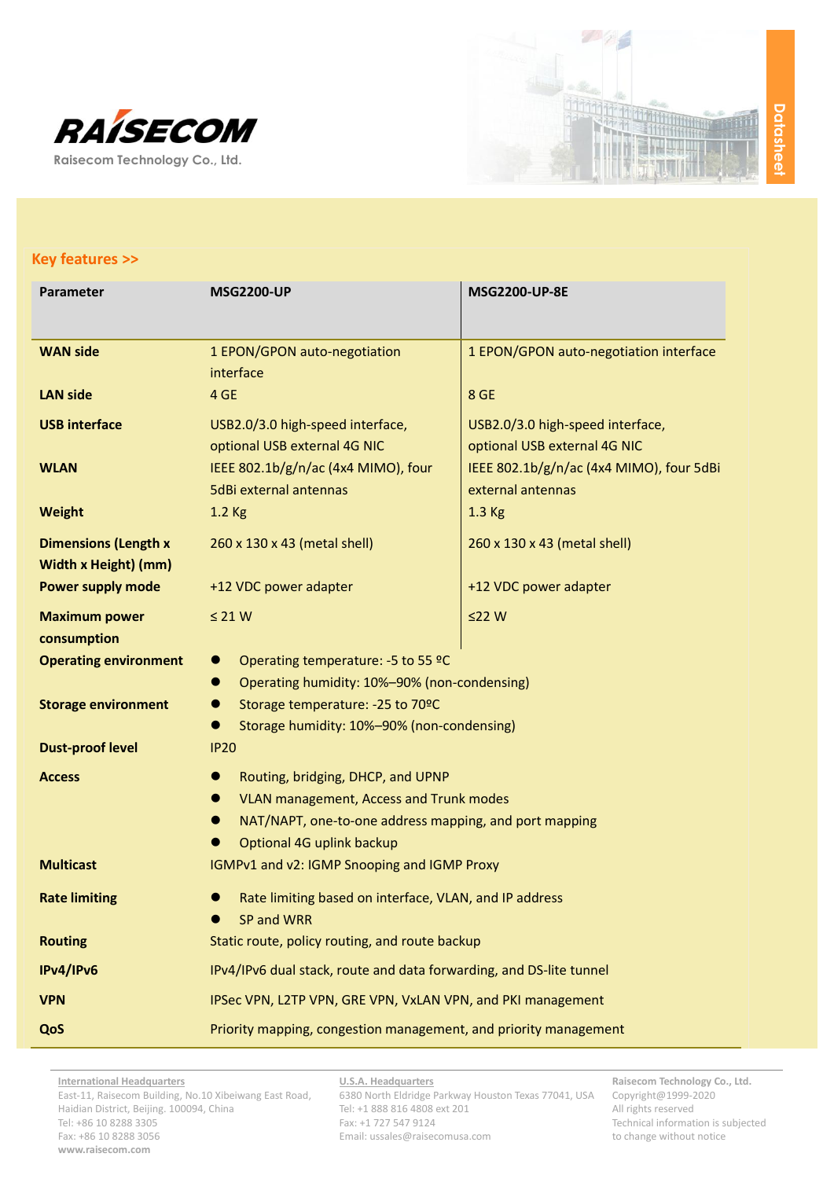## Key features >>

| Parameter | MSG2200-UP | MSG2200-UP-8E |
|---|---|---|
| **WAN side** | 1 EPON/GPON auto-negotiation interface | 1 EPON/GPON auto-negotiation interface |
| **LAN side** | 4 GE | 8 GE |
| **USB interface** | USB2.0/3.0 high-speed interface, optional USB external 4G NIC | USB2.0/3.0 high-speed interface, optional USB external 4G NIC |
| **WLAN** | IEEE 802.1b/g/n/ac (4x4 MIMO), four 5dBi external antennas | IEEE 802.1b/g/n/ac (4x4 MIMO), four 5dBi external antennas |
| **Weight** | 1.2 Kg | 1.3 Kg |
| **Dimensions (Length x Width x Height) (mm)** | 260 x 130 x 43 (metal shell) | 260 x 130 x 43 (metal shell) |
| **Power supply mode** | +12 VDC power adapter | +12 VDC power adapter |
| **Maximum power consumption** | ≤ 21 W | ≤22 W |
| **Operating environment** | ● Operating temperature: -5 to 55 ºC<br>● Operating humidity: 10%–90% (non-condensing) | |
| **Storage environment** | ● Storage temperature: -25 to 70ºC<br>● Storage humidity: 10%–90% (non-condensing) | |
| **Dust-proof level** | IP20 | |
| **Access** | ● Routing, bridging, DHCP, and UPNP<br>● VLAN management, Access and Trunk modes<br>● NAT/NAPT, one-to-one address mapping, and port mapping<br>● Optional 4G uplink backup | |
| **Multicast** | IGMPv1 and v2: IGMP Snooping and IGMP Proxy | |
| **Rate limiting** | ● Rate limiting based on interface, VLAN, and IP address<br>● SP and WRR | |
| **Routing** | Static route, policy routing, and route backup | |
| **IPv4/IPv6** | IPv4/IPv6 dual stack, route and data forwarding, and DS-lite tunnel | |
| **VPN** | IPSec VPN, L2TP VPN, GRE VPN, VxLAN VPN, and PKI management | |
| **QoS** | Priority mapping, congestion management, and priority management | |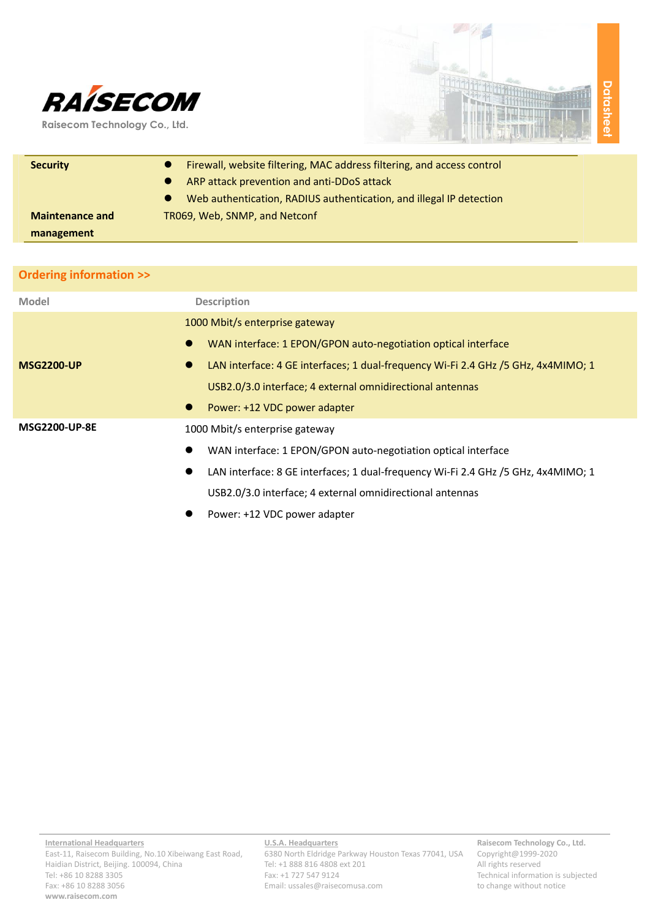| | |
|---|---|
| **Security** | • Firewall, website filtering, MAC address filtering, and access control<br>• ARP attack prevention and anti-DDoS attack<br>• Web authentication, RADIUS authentication, and illegal IP detection |
| **Maintenance and management** | TR069, Web, SNMP, and Netconf |

## Ordering information >>

| Model | Description |
|---|---|
| **MSG2200-UP** | 1000 Mbit/s enterprise gateway<br>• WAN interface: 1 EPON/GPON auto-negotiation optical interface<br>• LAN interface: 4 GE interfaces; 1 dual-frequency Wi-Fi 2.4 GHz /5 GHz, 4x4MIMO; 1 USB2.0/3.0 interface; 4 external omnidirectional antennas<br>• Power: +12 VDC power adapter |
| **MSG2200-UP-8E** | 1000 Mbit/s enterprise gateway<br>• WAN interface: 1 EPON/GPON auto-negotiation optical interface<br>• LAN interface: 8 GE interfaces; 1 dual-frequency Wi-Fi 2.4 GHz /5 GHz, 4x4MIMO; 1 USB2.0/3.0 interface; 4 external omnidirectional antennas<br>• Power: +12 VDC power adapter |